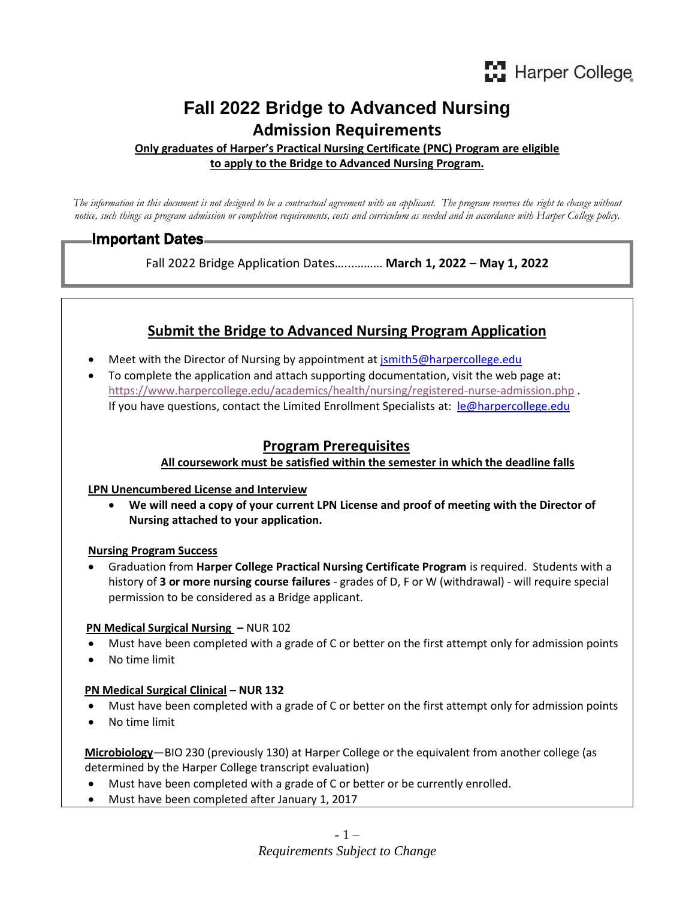# Fall 2022 Bridge to Advanced Nursing

## Admission Requirements

**Only graduates of Harper's Practical Nursing Certificate (PNC) Program are eligible to apply to the Bridge to Advanced Nursing Program.**

*The information in this document is not designed to be a contractual agreement with an applicant. The program reserves the right to change without notice, such things as program admission or completion requirements, costs and curriculum as needed and in accordance with Harper College policy.*

### Important Dates

Fall 2022 Bridge Application Dates…………. **March 1, 2022** – **May 1, 2022**

## Submit the Bridge to Advanced Nursing Program Application

- Meet with the Director of Nursing by appointment at jsmith5@harpercollege.edu
- To complete the application and attach supporting documentation, visit the web page at: https://www.harpercollege.edu/academics/health/nursing/registered-nurse-admission.php . If you have questions, contact the Limited Enrollment Specialists at: le@harpercollege.edu

## Program Prerequisites

**All coursework must be satisfied within the semester in which the deadline falls**

**LPN Unencumbered License and Interview**

- **We will need a copy of your current LPN License and proof of meeting with the Director of Nursing attached to your application.**

**Nursing Program Success**

- Graduation from **Harper College Practical Nursing Certificate Program** is required. Students with a history of **3 or more nursing course failures** - grades of D, F or W (withdrawal) - will require special permission to be considered as a Bridge applicant.

**PN Medical Surgical Nursing** – NUR 102

- Must have been completed with a grade of C or better on the first attempt only for admission points
- No time limit

**PN Medical Surgical Clinical – NUR 132**

- Must have been completed with a grade of C or better on the first attempt only for admission points
- No time limit

**Microbiology**—BIO 230 (previously 130) at Harper College or the equivalent from another college (as determined by the Harper College transcript evaluation)

- Must have been completed with a grade of C or better or be currently enrolled.
- Must have been completed after January 1, 2017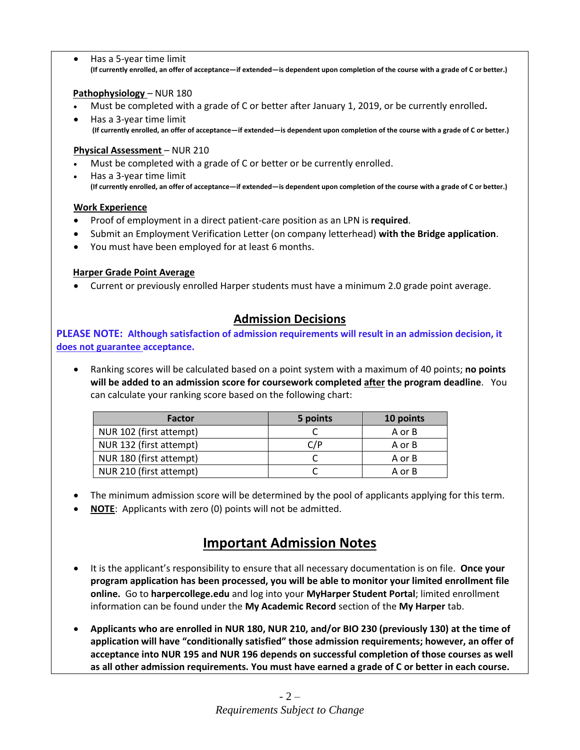- Has a 5-year time limit
  **(If currently enrolled, an offer of acceptance—if extended—is dependent upon completion of the course with a grade of C or better.)**

**Pathophysiology** – NUR 180

- Must be completed with a grade of C or better after January 1, 2019, or be currently enrolled.
- Has a 3-year time limit
  **(If currently enrolled, an offer of acceptance—if extended—is dependent upon completion of the course with a grade of C or better.)**

**Physical Assessment** – NUR 210

- Must be completed with a grade of C or better or be currently enrolled.
- Has a 3-year time limit
  **(If currently enrolled, an offer of acceptance—if extended—is dependent upon completion of the course with a grade of C or better.)**

**Work Experience**

- Proof of employment in a direct patient-care position as an LPN is **required**.
- Submit an Employment Verification Letter (on company letterhead) **with the Bridge application**.
- You must have been employed for at least 6 months.

**Harper Grade Point Average**

- Current or previously enrolled Harper students must have a minimum 2.0 grade point average.

## Admission Decisions

**PLEASE NOTE: Although satisfaction of admission requirements will result in an admission decision, it does not guarantee acceptance.**

- Ranking scores will be calculated based on a point system with a maximum of 40 points; **no points will be added to an admission score for coursework completed after the program deadline**. You can calculate your ranking score based on the following chart:

| Factor | 5 points | 10 points |
|---|---|---|
| NUR 102 (first attempt) | C | A or B |
| NUR 132 (first attempt) | C/P | A or B |
| NUR 180 (first attempt) | C | A or B |
| NUR 210 (first attempt) | C | A or B |

- The minimum admission score will be determined by the pool of applicants applying for this term.
- **NOTE**: Applicants with zero (0) points will not be admitted.

## Important Admission Notes

- It is the applicant's responsibility to ensure that all necessary documentation is on file. **Once your program application has been processed, you will be able to monitor your limited enrollment file online.** Go to **harpercollege.edu** and log into your **MyHarper Student Portal**; limited enrollment information can be found under the **My Academic Record** section of the **My Harper** tab.

- **Applicants who are enrolled in NUR 180, NUR 210, and/or BIO 230 (previously 130) at the time of application will have "conditionally satisfied" those admission requirements; however, an offer of acceptance into NUR 195 and NUR 196 depends on successful completion of those courses as well as all other admission requirements. You must have earned a grade of C or better in each course.**

*Requirements Subject to Change*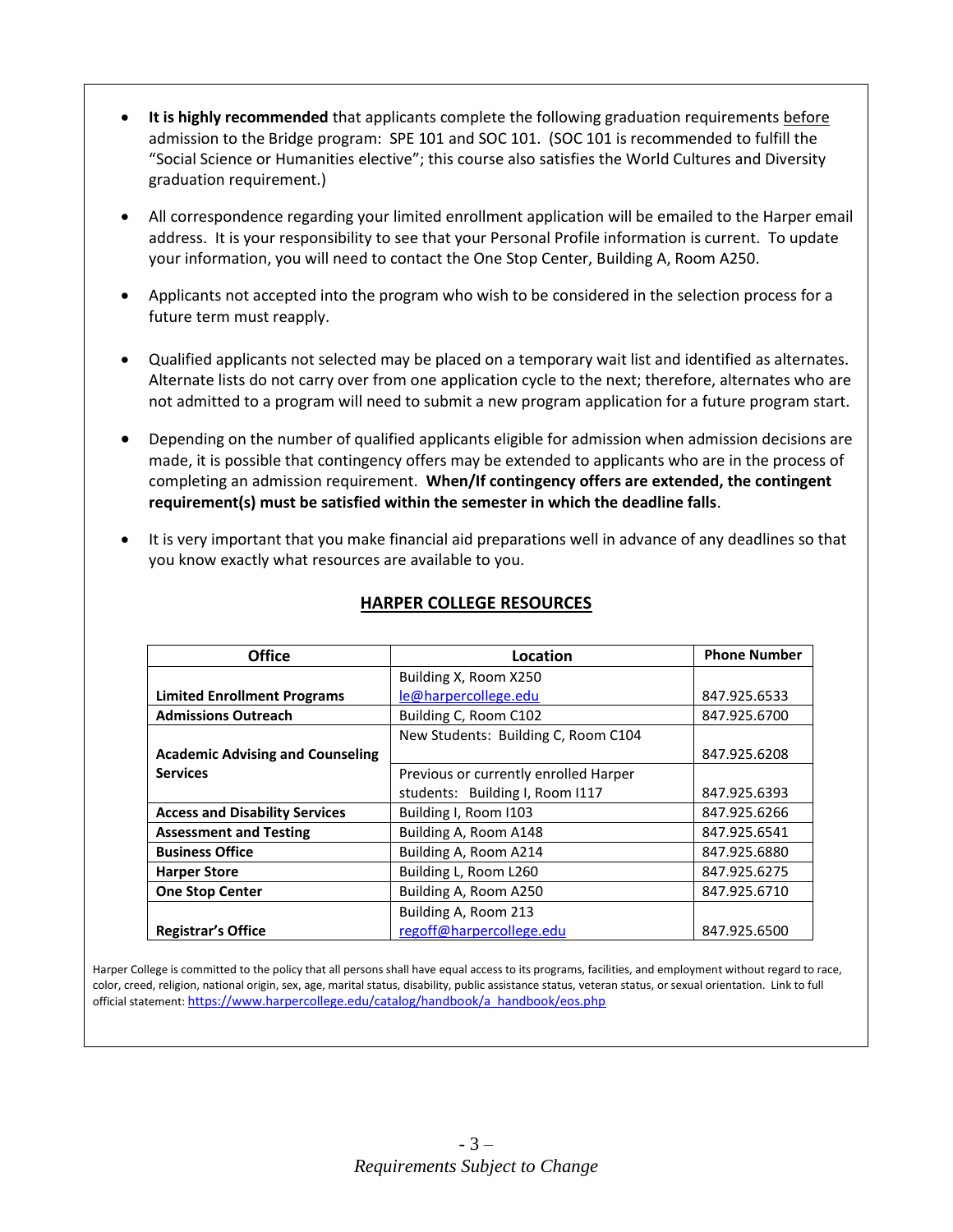- **It is highly recommended** that applicants complete the following graduation requirements before admission to the Bridge program: SPE 101 and SOC 101. (SOC 101 is recommended to fulfill the "Social Science or Humanities elective"; this course also satisfies the World Cultures and Diversity graduation requirement.)

- All correspondence regarding your limited enrollment application will be emailed to the Harper email address. It is your responsibility to see that your Personal Profile information is current. To update your information, you will need to contact the One Stop Center, Building A, Room A250.

- Applicants not accepted into the program who wish to be considered in the selection process for a future term must reapply.

- Qualified applicants not selected may be placed on a temporary wait list and identified as alternates. Alternate lists do not carry over from one application cycle to the next; therefore, alternates who are not admitted to a program will need to submit a new program application for a future program start.

- Depending on the number of qualified applicants eligible for admission when admission decisions are made, it is possible that contingency offers may be extended to applicants who are in the process of completing an admission requirement. **When/If contingency offers are extended, the contingent requirement(s) must be satisfied within the semester in which the deadline falls**.

- It is very important that you make financial aid preparations well in advance of any deadlines so that you know exactly what resources are available to you.

## HARPER COLLEGE RESOURCES

| Office | Location | Phone Number |
|---|---|---|
| **Limited Enrollment Programs** | Building X, Room X250 le@harpercollege.edu | 847.925.6533 |
| **Admissions Outreach** | Building C, Room C102 | 847.925.6700 |
| **Academic Advising and Counseling Services** | New Students: Building C, Room C104 | 847.925.6208 |
| | Previous or currently enrolled Harper students: Building I, Room I117 | 847.925.6393 |
| **Access and Disability Services** | Building I, Room I103 | 847.925.6266 |
| **Assessment and Testing** | Building A, Room A148 | 847.925.6541 |
| **Business Office** | Building A, Room A214 | 847.925.6880 |
| **Harper Store** | Building L, Room L260 | 847.925.6275 |
| **One Stop Center** | Building A, Room A250 | 847.925.6710 |
| **Registrar's Office** | Building A, Room 213 regoff@harpercollege.edu | 847.925.6500 |

Harper College is committed to the policy that all persons shall have equal access to its programs, facilities, and employment without regard to race, color, creed, religion, national origin, sex, age, marital status, disability, public assistance status, veteran status, or sexual orientation. Link to full official statement: https://www.harpercollege.edu/catalog/handbook/a_handbook/eos.php

*Requirements Subject to Change*